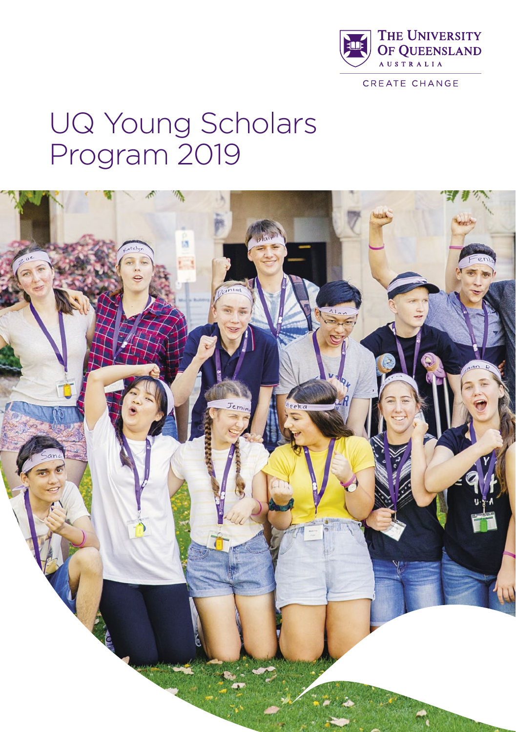THE UNIVERSITY OF QUEENSLAND
AUSTRALIA

CREATE CHANGE

# UQ Young Scholars Program 2019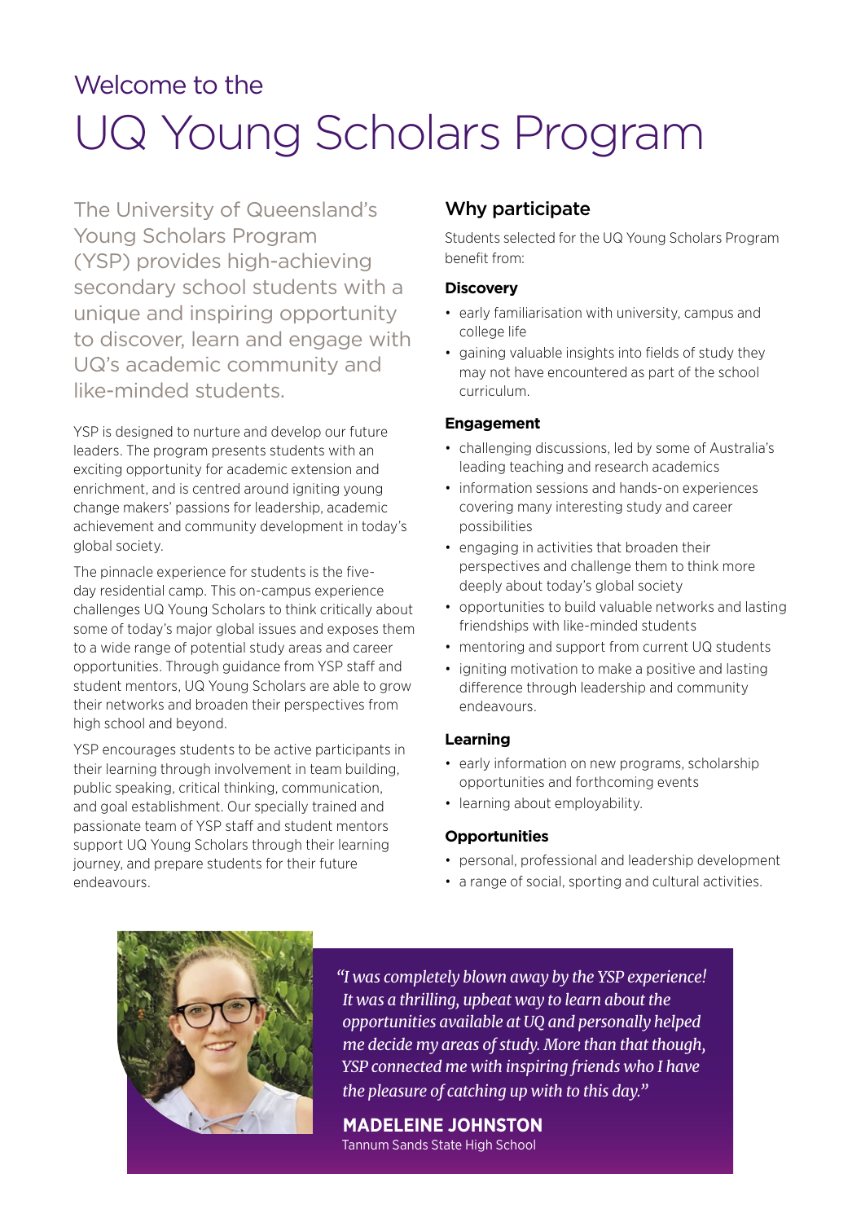# Welcome to the UQ Young Scholars Program

The University of Queensland's Young Scholars Program (YSP) provides high-achieving secondary school students with a unique and inspiring opportunity to discover, learn and engage with UQ's academic community and like-minded students.

YSP is designed to nurture and develop our future leaders. The program presents students with an exciting opportunity for academic extension and enrichment, and is centred around igniting young change makers' passions for leadership, academic achievement and community development in today's global society.

The pinnacle experience for students is the five-day residential camp. This on-campus experience challenges UQ Young Scholars to think critically about some of today's major global issues and exposes them to a wide range of potential study areas and career opportunities. Through guidance from YSP staff and student mentors, UQ Young Scholars are able to grow their networks and broaden their perspectives from high school and beyond.

YSP encourages students to be active participants in their learning through involvement in team building, public speaking, critical thinking, communication, and goal establishment. Our specially trained and passionate team of YSP staff and student mentors support UQ Young Scholars through their learning journey, and prepare students for their future endeavours.

## Why participate

Students selected for the UQ Young Scholars Program benefit from:

### Discovery

- early familiarisation with university, campus and college life
- gaining valuable insights into fields of study they may not have encountered as part of the school curriculum.

### Engagement

- challenging discussions, led by some of Australia's leading teaching and research academics
- information sessions and hands-on experiences covering many interesting study and career possibilities
- engaging in activities that broaden their perspectives and challenge them to think more deeply about today's global society
- opportunities to build valuable networks and lasting friendships with like-minded students
- mentoring and support from current UQ students
- igniting motivation to make a positive and lasting difference through leadership and community endeavours.

### Learning

- early information on new programs, scholarship opportunities and forthcoming events
- learning about employability.

### Opportunities

- personal, professional and leadership development
- a range of social, sporting and cultural activities.

*"I was completely blown away by the YSP experience! It was a thrilling, upbeat way to learn about the opportunities available at UQ and personally helped me decide my areas of study. More than that though, YSP connected me with inspiring friends who I have the pleasure of catching up with to this day."*

**MADELEINE JOHNSTON**
Tannum Sands State High School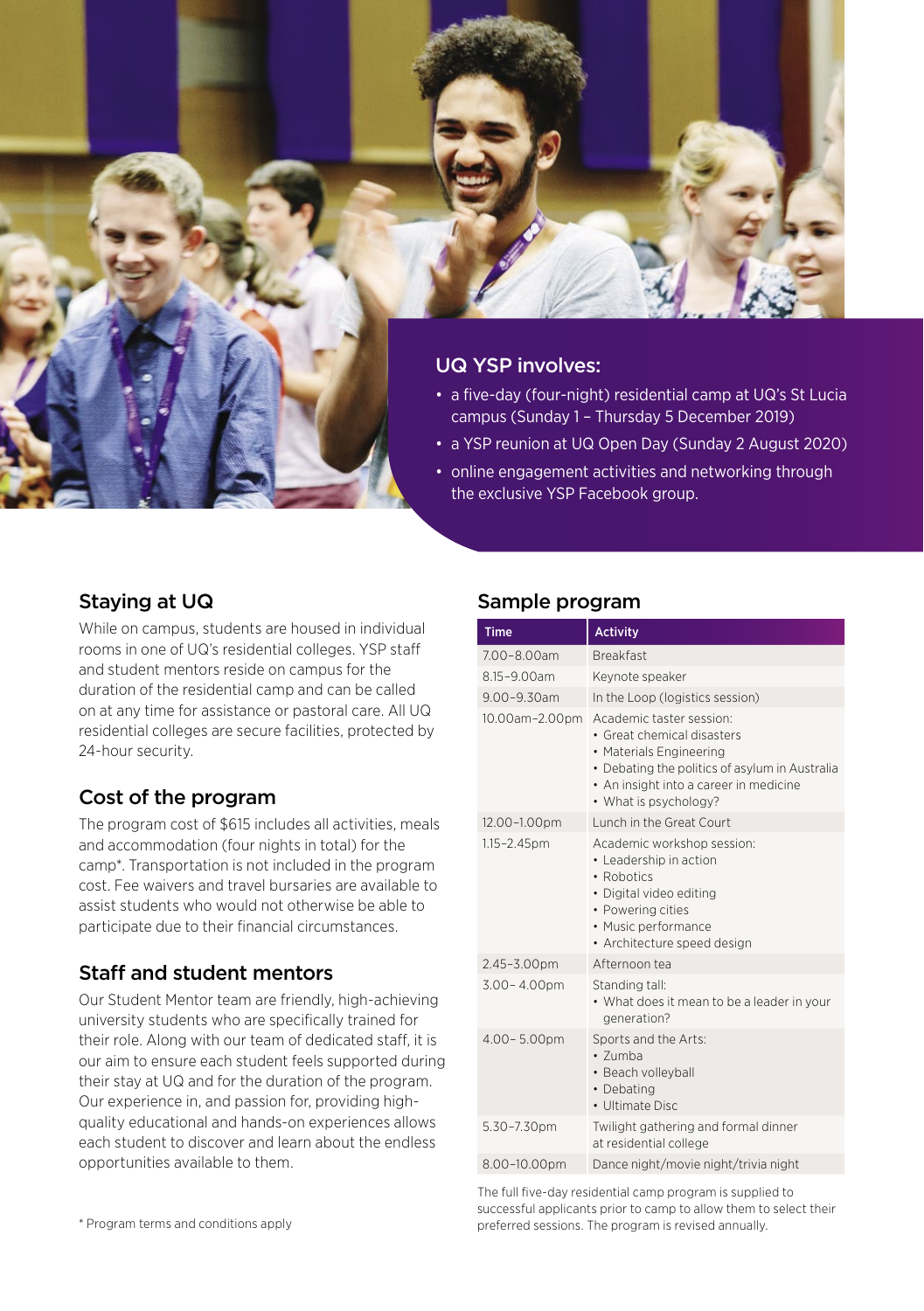## UQ YSP involves:

- a five-day (four-night) residential camp at UQ's St Lucia campus (Sunday 1 – Thursday 5 December 2019)
- a YSP reunion at UQ Open Day (Sunday 2 August 2020)
- online engagement activities and networking through the exclusive YSP Facebook group.

## Staying at UQ

While on campus, students are housed in individual rooms in one of UQ's residential colleges. YSP staff and student mentors reside on campus for the duration of the residential camp and can be called on at any time for assistance or pastoral care. All UQ residential colleges are secure facilities, protected by 24-hour security.

## Cost of the program

The program cost of $615 includes all activities, meals and accommodation (four nights in total) for the camp*. Transportation is not included in the program cost. Fee waivers and travel bursaries are available to assist students who would not otherwise be able to participate due to their financial circumstances.

## Staff and student mentors

Our Student Mentor team are friendly, high-achieving university students who are specifically trained for their role. Along with our team of dedicated staff, it is our aim to ensure each student feels supported during their stay at UQ and for the duration of the program. Our experience in, and passion for, providing high-quality educational and hands-on experiences allows each student to discover and learn about the endless opportunities available to them.

* Program terms and conditions apply

## Sample program

| Time | Activity |
|---|---|
| 7.00–8.00am | Breakfast |
| 8.15–9.00am | Keynote speaker |
| 9.00–9.30am | In the Loop (logistics session) |
| 10.00am–2.00pm | Academic taster session:<br>• Great chemical disasters<br>• Materials Engineering<br>• Debating the politics of asylum in Australia<br>• An insight into a career in medicine<br>• What is psychology? |
| 12.00–1.00pm | Lunch in the Great Court |
| 1.15–2.45pm | Academic workshop session:<br>• Leadership in action<br>• Robotics<br>• Digital video editing<br>• Powering cities<br>• Music performance<br>• Architecture speed design |
| 2.45–3.00pm | Afternoon tea |
| 3.00– 4.00pm | Standing tall:<br>• What does it mean to be a leader in your generation? |
| 4.00– 5.00pm | Sports and the Arts:<br>• Zumba<br>• Beach volleyball<br>• Debating<br>• Ultimate Disc |
| 5.30–7.30pm | Twilight gathering and formal dinner at residential college |
| 8.00–10.00pm | Dance night/movie night/trivia night |

The full five-day residential camp program is supplied to successful applicants prior to camp to allow them to select their preferred sessions. The program is revised annually.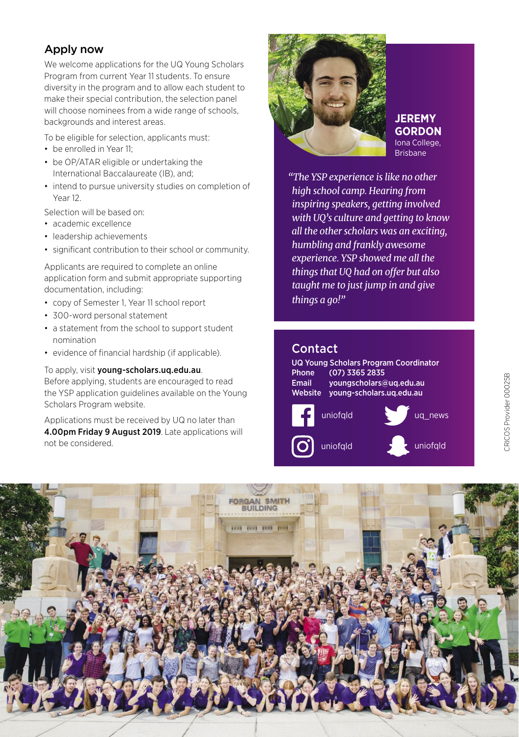## Apply now

We welcome applications for the UQ Young Scholars Program from current Year 11 students. To ensure diversity in the program and to allow each student to make their special contribution, the selection panel will choose nominees from a wide range of schools, backgrounds and interest areas.

To be eligible for selection, applicants must:

- be enrolled in Year 11;
- be OP/ATAR eligible or undertaking the International Baccalaureate (IB), and;
- intend to pursue university studies on completion of Year 12.

Selection will be based on:

- academic excellence
- leadership achievements
- significant contribution to their school or community.

Applicants are required to complete an online application form and submit appropriate supporting documentation, including:

- copy of Semester 1, Year 11 school report
- 300-word personal statement
- a statement from the school to support student nomination
- evidence of financial hardship (if applicable).

To apply, visit **young-scholars.uq.edu.au**.
Before applying, students are encouraged to read the YSP application guidelines available on the Young Scholars Program website.

Applications must be received by UQ no later than **4.00pm Friday 9 August 2019**. Late applications will not be considered.

**JEREMY GORDON**
Iona College, Brisbane

*"The YSP experience is like no other high school camp. Hearing from inspiring speakers, getting involved with UQ's culture and getting to know all the other scholars was an exciting, humbling and frankly awesome experience. YSP showed me all the things that UQ had on offer but also taught me to just jump in and give things a go!"*

## Contact

**UQ Young Scholars Program Coordinator**
**Phone** (07) 3365 2835
**Email** youngscholars@uq.edu.au
**Website** young-scholars.uq.edu.au

uniofqld
uq_news
uniofqld
uniofqld

CRICOS Provider 00025B